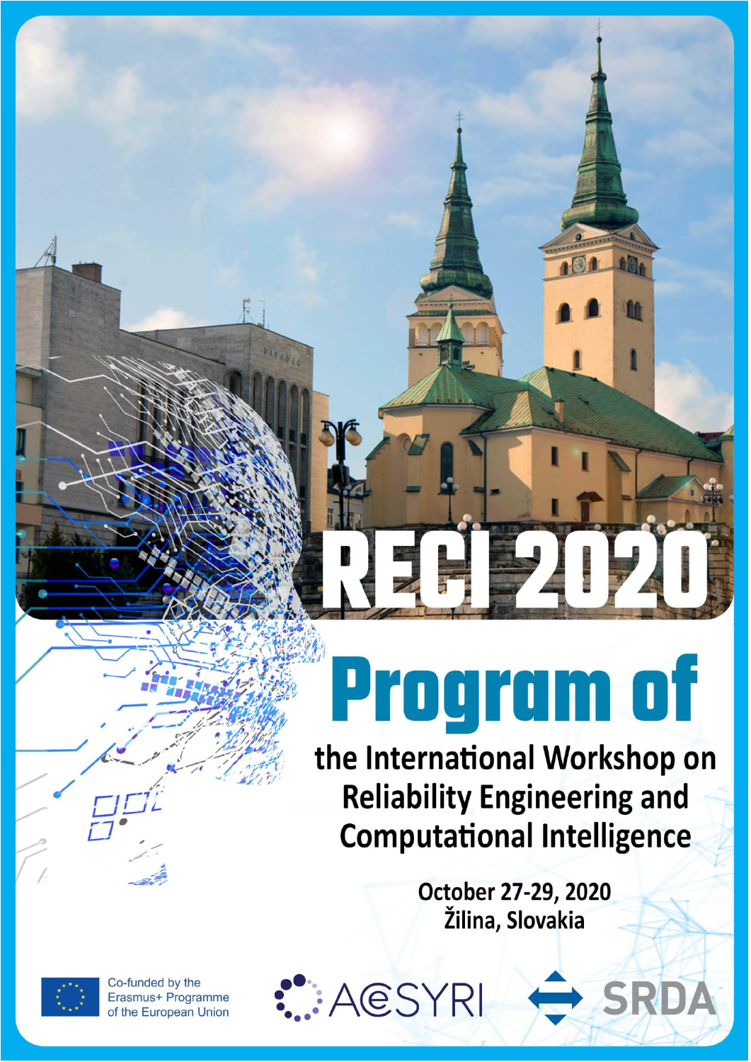# RECI 2020

# Program of

## the International Workshop on Reliability Engineering and Computational Intelligence

**October 27-29, 2020**
**Žilina, Slovakia**

Co-funded by the Erasmus+ Programme of the European Union

ACeSYRI

SRDA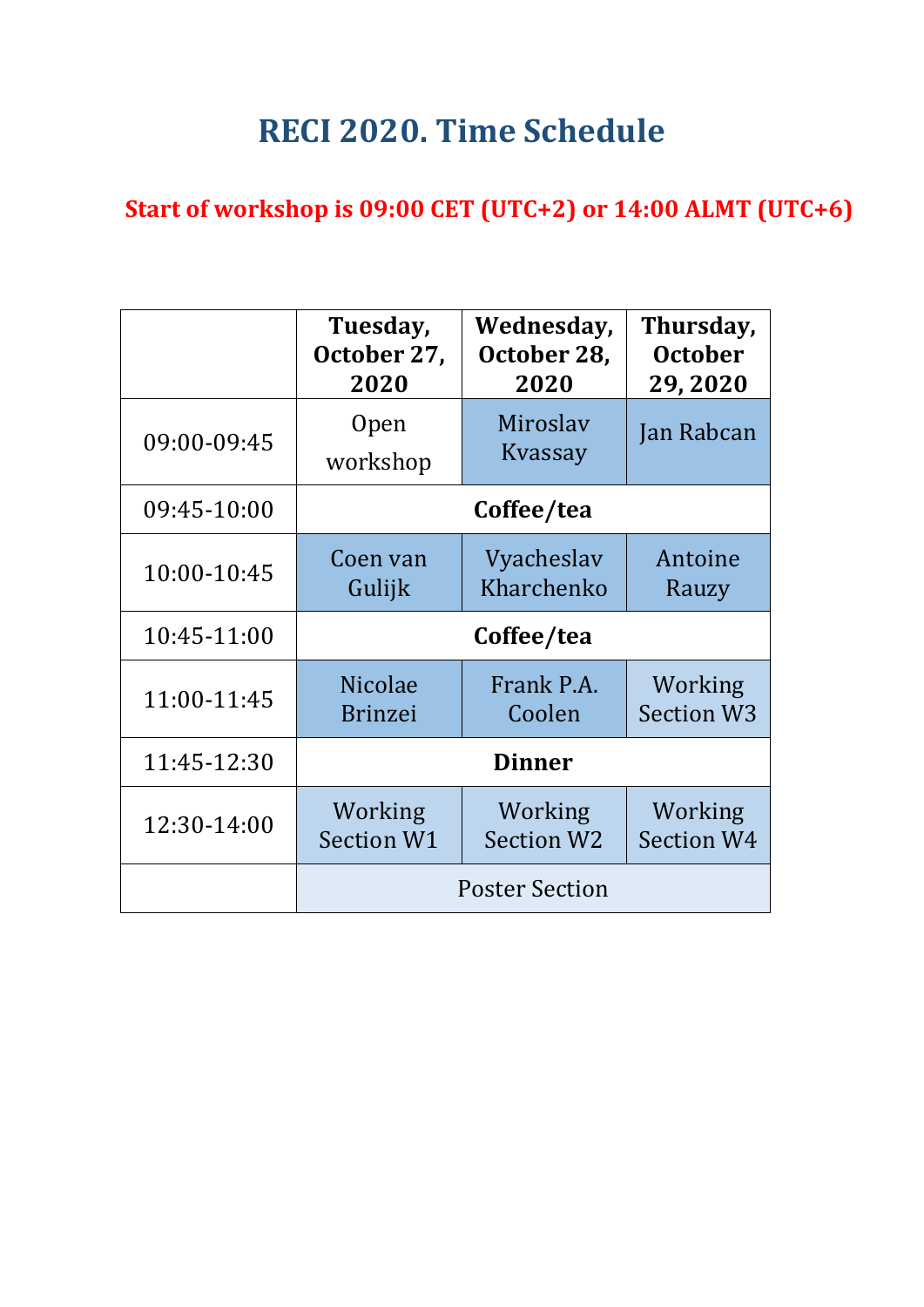# RECI 2020. Time Schedule

**Start of workshop is 09:00 CET (UTC+2) or 14:00 ALMT (UTC+6)**

| | **Tuesday, October 27, 2020** | **Wednesday, October 28, 2020** | **Thursday, October 29, 2020** |
|---|---|---|---|
| 09:00-09:45 | Open workshop | Miroslav Kvassay | Jan Rabcan |
| 09:45-10:00 | **Coffee/tea** | | |
| 10:00-10:45 | Coen van Gulijk | Vyacheslav Kharchenko | Antoine Rauzy |
| 10:45-11:00 | **Coffee/tea** | | |
| 11:00-11:45 | Nicolae Brinzei | Frank P.A. Coolen | Working Section W3 |
| 11:45-12:30 | **Dinner** | | |
| 12:30-14:00 | Working Section W1 | Working Section W2 | Working Section W4 |
| | Poster Section | | |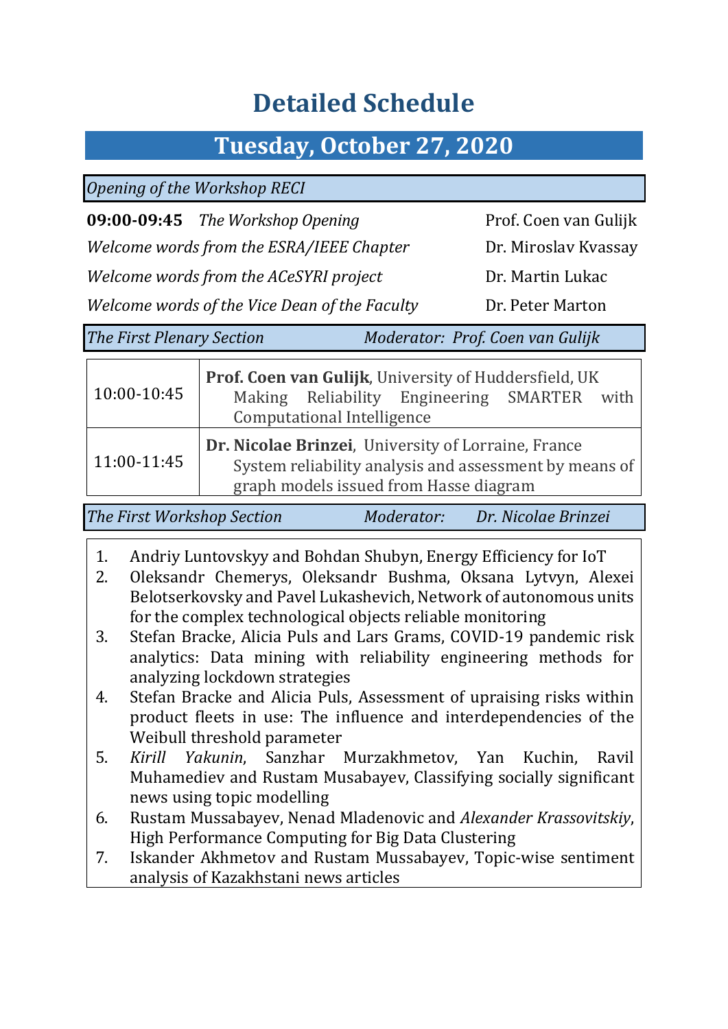# Detailed Schedule

## Tuesday, October 27, 2020

*Opening of the Workshop RECI*

**09:00-09:45** *The Workshop Opening* — Prof. Coen van Gulijk

*Welcome words from the ESRA/IEEE Chapter* — Dr. Miroslav Kvassay

*Welcome words from the ACeSYRI project* — Dr. Martin Lukac

*Welcome words of the Vice Dean of the Faculty* — Dr. Peter Marton

*The First Plenary Section* — *Moderator: Prof. Coen van Gulijk*

| | |
|---|---|
| 10:00-10:45 | **Prof. Coen van Gulijk**, University of Huddersfield, UK<br>Making Reliability Engineering SMARTER with Computational Intelligence |
| 11:00-11:45 | **Dr. Nicolae Brinzei**, University of Lorraine, France<br>System reliability analysis and assessment by means of graph models issued from Hasse diagram |

*The First Workshop Section* — *Moderator: Dr. Nicolae Brinzei*

1. Andriy Luntovskyy and Bohdan Shubyn, Energy Efficiency for IoT
2. Oleksandr Chemerys, Oleksandr Bushma, Oksana Lytvyn, Alexei Belotserkovsky and Pavel Lukashevich, Network of autonomous units for the complex technological objects reliable monitoring
3. Stefan Bracke, Alicia Puls and Lars Grams, COVID-19 pandemic risk analytics: Data mining with reliability engineering methods for analyzing lockdown strategies
4. Stefan Bracke and Alicia Puls, Assessment of upraising risks within product fleets in use: The influence and interdependencies of the Weibull threshold parameter
5. *Kirill Yakunin*, Sanzhar Murzakhmetov, Yan Kuchin, Ravil Muhamediev and Rustam Musabayev, Classifying socially significant news using topic modelling
6. Rustam Mussabayev, Nenad Mladenovic and *Alexander Krassovitskiy*, High Performance Computing for Big Data Clustering
7. Iskander Akhmetov and Rustam Mussabayev, Topic-wise sentiment analysis of Kazakhstani news articles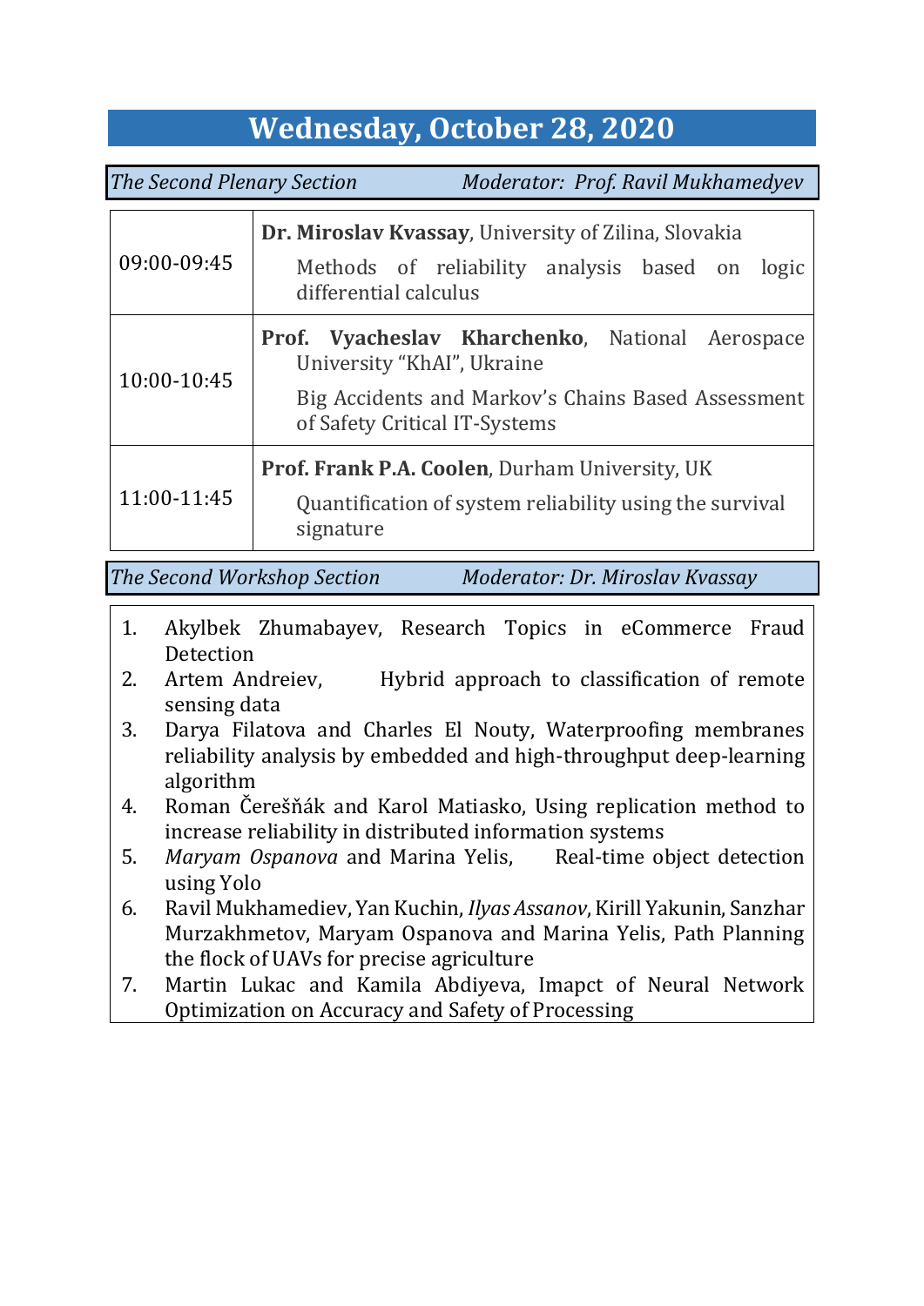# Wednesday, October 28, 2020

*The Second Plenary Section* *Moderator: Prof. Ravil Mukhamedyev*

| | |
|---|---|
| 09:00-09:45 | **Dr. Miroslav Kvassay**, University of Zilina, Slovakia<br>Methods of reliability analysis based on logic differential calculus |
| 10:00-10:45 | **Prof. Vyacheslav Kharchenko**, National Aerospace University "KhAI", Ukraine<br>Big Accidents and Markov's Chains Based Assessment of Safety Critical IT-Systems |
| 11:00-11:45 | **Prof. Frank P.A. Coolen**, Durham University, UK<br>Quantification of system reliability using the survival signature |

*The Second Workshop Section* *Moderator: Dr. Miroslav Kvassay*

1. Akylbek Zhumabayev, Research Topics in eCommerce Fraud Detection
2. Artem Andreiev, Hybrid approach to classification of remote sensing data
3. Darya Filatova and Charles El Nouty, Waterproofing membranes reliability analysis by embedded and high-throughput deep-learning algorithm
4. Roman Čerešňák and Karol Matiasko, Using replication method to increase reliability in distributed information systems
5. *Maryam Ospanova* and Marina Yelis, Real-time object detection using Yolo
6. Ravil Mukhamediev, Yan Kuchin, *Ilyas Assanov*, Kirill Yakunin, Sanzhar Murzakhmetov, Maryam Ospanova and Marina Yelis, Path Planning the flock of UAVs for precise agriculture
7. Martin Lukac and Kamila Abdiyeva, Imapct of Neural Network Optimization on Accuracy and Safety of Processing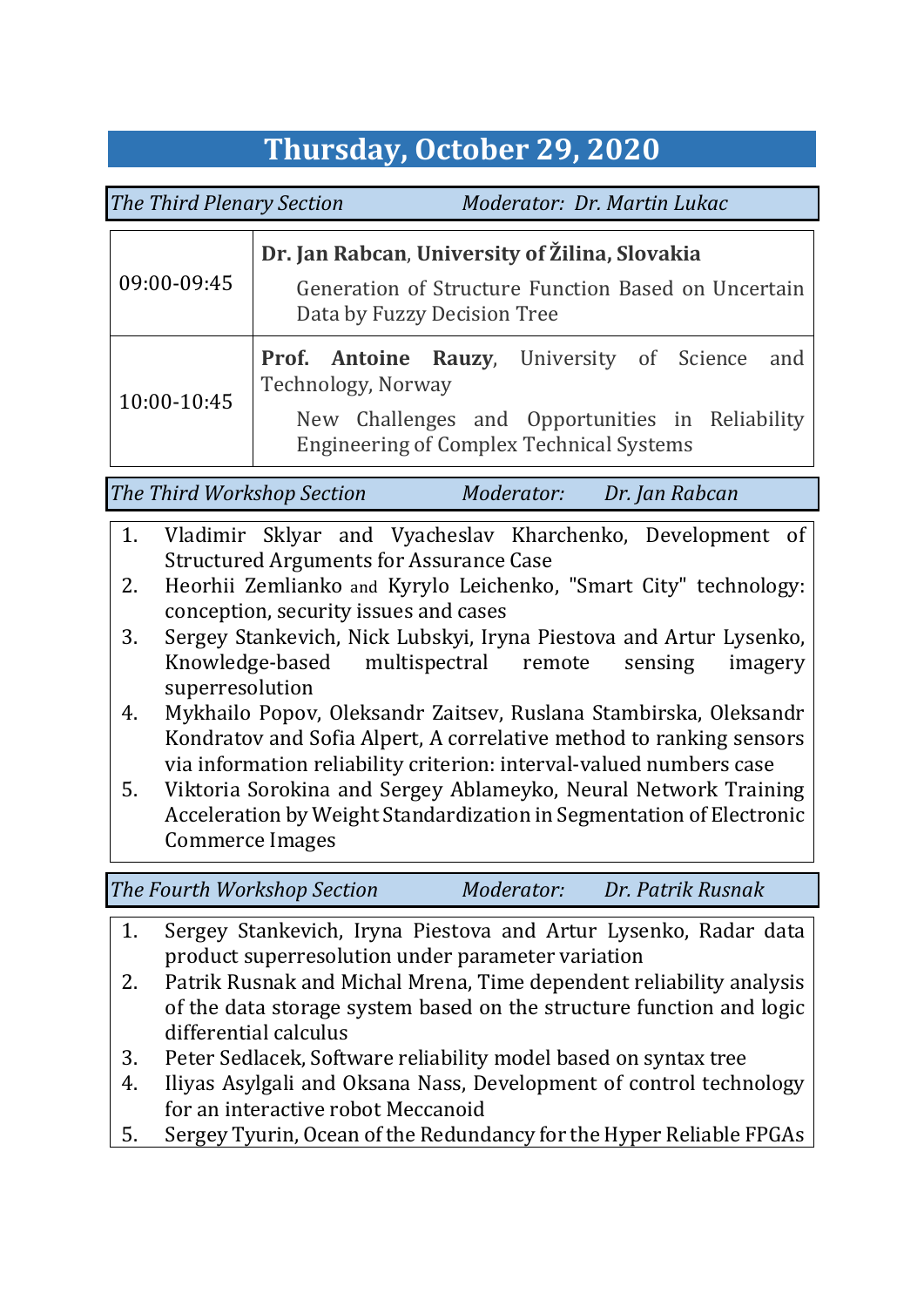# Thursday, October 29, 2020

| *The Third Plenary Section* | *Moderator: Dr. Martin Lukac* |
|---|---|

| | |
|---|---|
| 09:00-09:45 | **Dr. Jan Rabcan**, **University of Žilina, Slovakia**<br>Generation of Structure Function Based on Uncertain Data by Fuzzy Decision Tree |
| 10:00-10:45 | **Prof. Antoine Rauzy**, University of Science and Technology, Norway<br>New Challenges and Opportunities in Reliability Engineering of Complex Technical Systems |

| *The Third Workshop Section* | *Moderator: Dr. Jan Rabcan* |
|---|---|

1. Vladimir Sklyar and Vyacheslav Kharchenko, Development of Structured Arguments for Assurance Case
2. Heorhii Zemlianko and Kyrylo Leichenko, "Smart City" technology: conception, security issues and cases
3. Sergey Stankevich, Nick Lubskyi, Iryna Piestova and Artur Lysenko, Knowledge-based multispectral remote sensing imagery superresolution
4. Mykhailo Popov, Oleksandr Zaitsev, Ruslana Stambirska, Oleksandr Kondratov and Sofia Alpert, A correlative method to ranking sensors via information reliability criterion: interval-valued numbers case
5. Viktoria Sorokina and Sergey Ablameyko, Neural Network Training Acceleration by Weight Standardization in Segmentation of Electronic Commerce Images

| *The Fourth Workshop Section* | *Moderator: Dr. Patrik Rusnak* |
|---|---|

1. Sergey Stankevich, Iryna Piestova and Artur Lysenko, Radar data product superresolution under parameter variation
2. Patrik Rusnak and Michal Mrena, Time dependent reliability analysis of the data storage system based on the structure function and logic differential calculus
3. Peter Sedlacek, Software reliability model based on syntax tree
4. Iliyas Asylgali and Oksana Nass, Development of control technology for an interactive robot Meccanoid
5. Sergey Tyurin, Ocean of the Redundancy for the Hyper Reliable FPGAs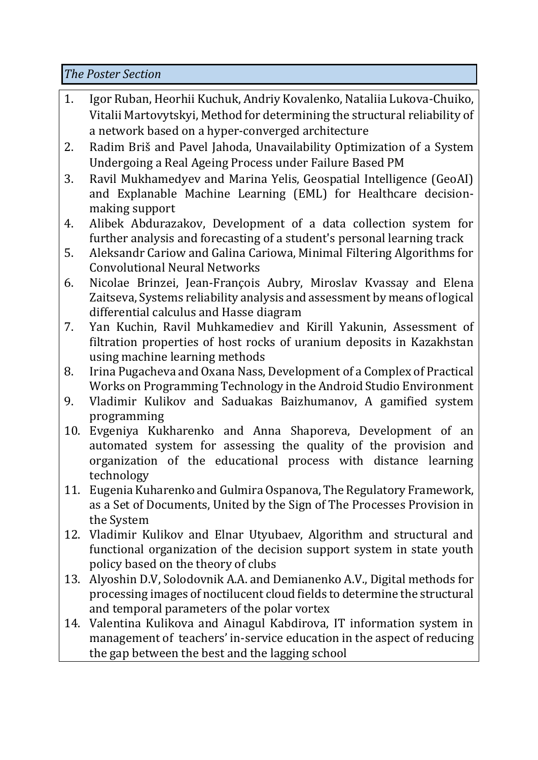*The Poster Section*

1. Igor Ruban, Heorhii Kuchuk, Andriy Kovalenko, Nataliia Lukova-Chuiko, Vitalii Martovytskyi, Method for determining the structural reliability of a network based on a hyper-converged architecture
2. Radim Briš and Pavel Jahoda, Unavailability Optimization of a System Undergoing a Real Ageing Process under Failure Based PM
3. Ravil Mukhamedyev and Marina Yelis, Geospatial Intelligence (GeoAI) and Explanable Machine Learning (EML) for Healthcare decision-making support
4. Alibek Abdurazakov, Development of a data collection system for further analysis and forecasting of a student's personal learning track
5. Aleksandr Cariow and Galina Cariowa, Minimal Filtering Algorithms for Convolutional Neural Networks
6. Nicolae Brinzei, Jean-François Aubry, Miroslav Kvassay and Elena Zaitseva, Systems reliability analysis and assessment by means of logical differential calculus and Hasse diagram
7. Yan Kuchin, Ravil Muhkamediev and Kirill Yakunin, Assessment of filtration properties of host rocks of uranium deposits in Kazakhstan using machine learning methods
8. Irina Pugacheva and Oxana Nass, Development of a Complex of Practical Works on Programming Technology in the Android Studio Environment
9. Vladimir Kulikov and Saduakas Baizhumanov, A gamified system programming
10. Evgeniya Kukharenko and Anna Shaporeva, Development of an automated system for assessing the quality of the provision and organization of the educational process with distance learning technology
11. Eugenia Kuharenko and Gulmira Ospanova, The Regulatory Framework, as a Set of Documents, United by the Sign of The Processes Provision in the System
12. Vladimir Kulikov and Elnar Utyubaev, Algorithm and structural and functional organization of the decision support system in state youth policy based on the theory of clubs
13. Alyoshin D.V, Solodovnik A.A. and Demianenko A.V., Digital methods for processing images of noctilucent cloud fields to determine the structural and temporal parameters of the polar vortex
14. Valentina Kulikova and Ainagul Kabdirova, IT information system in management of teachers' in-service education in the aspect of reducing the gap between the best and the lagging school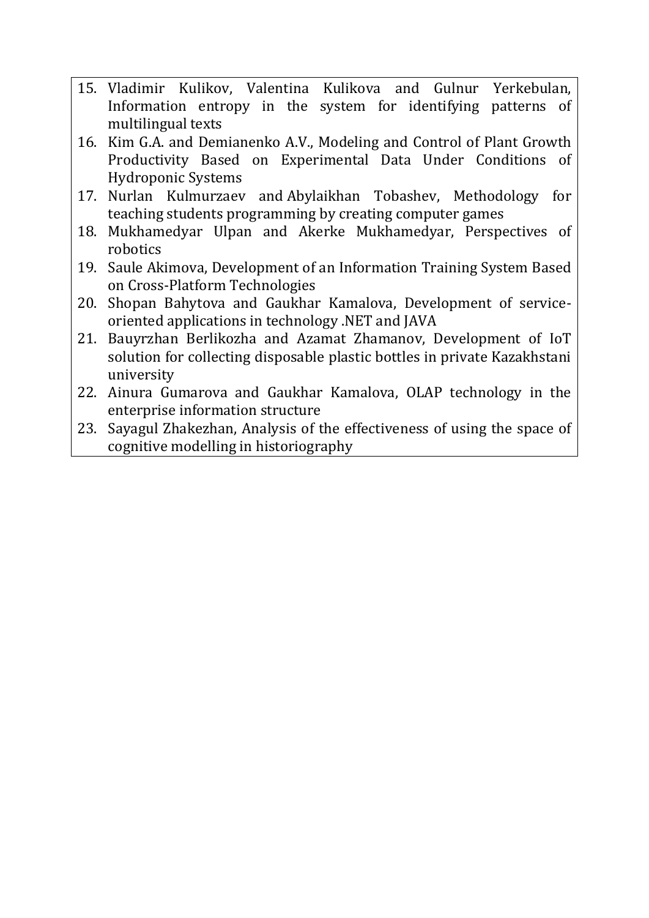15. Vladimir Kulikov, Valentina Kulikova and Gulnur Yerkebulan, Information entropy in the system for identifying patterns of multilingual texts
16. Kim G.A. and Demianenko A.V., Modeling and Control of Plant Growth Productivity Based on Experimental Data Under Conditions of Hydroponic Systems
17. Nurlan Kulmurzaev and Abylaikhan Tobashev, Methodology for teaching students programming by creating computer games
18. Mukhamedyar Ulpan and Akerke Mukhamedyar, Perspectives of robotics
19. Saule Akimova, Development of an Information Training System Based on Cross-Platform Technologies
20. Shopan Bahytova and Gaukhar Kamalova, Development of service-oriented applications in technology .NET and JAVA
21. Bauyrzhan Berlikozha and Azamat Zhamanov, Development of IoT solution for collecting disposable plastic bottles in private Kazakhstani university
22. Ainura Gumarova and Gaukhar Kamalova, OLAP technology in the enterprise information structure
23. Sayagul Zhakezhan, Analysis of the effectiveness of using the space of cognitive modelling in historiography